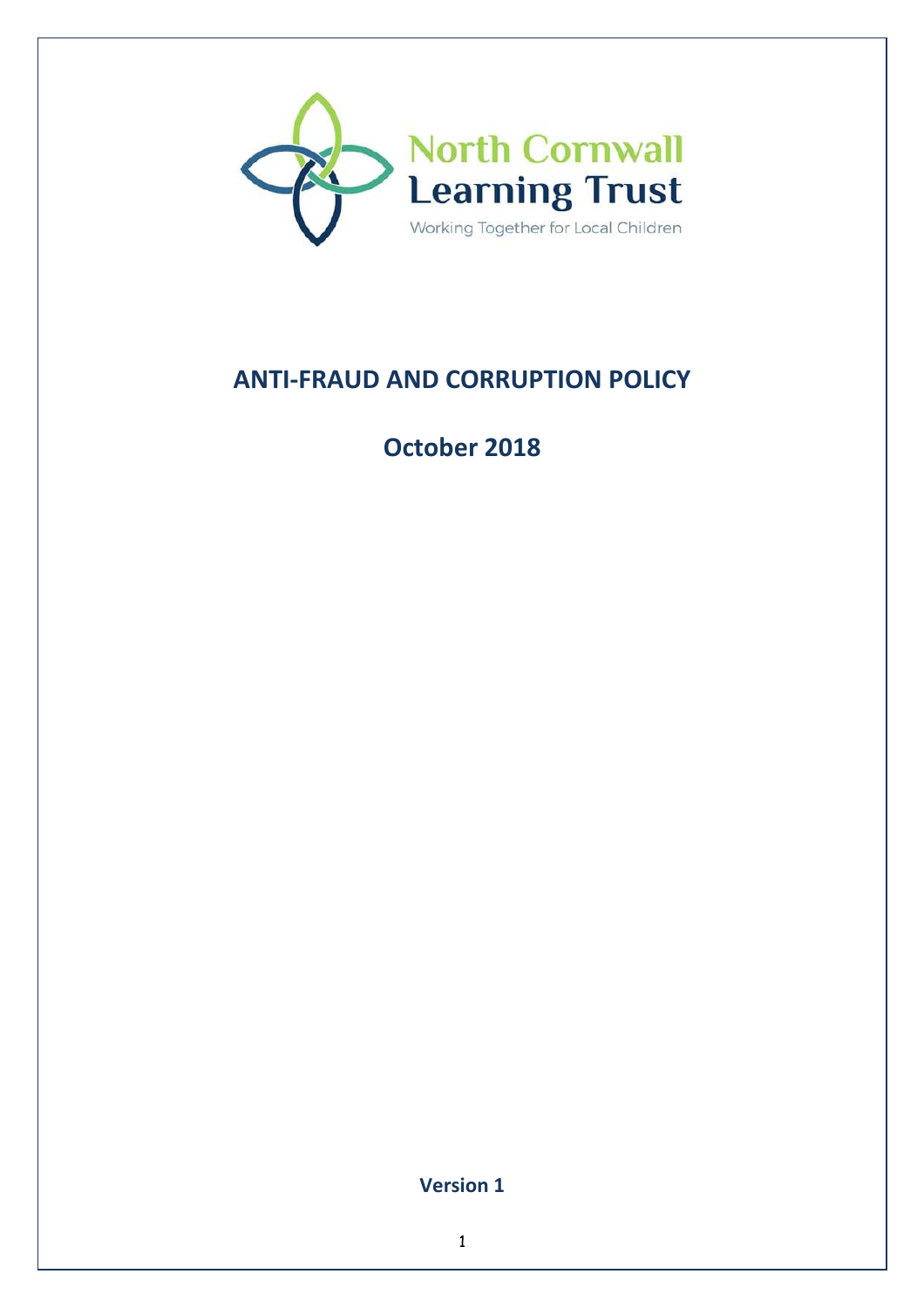North Cornwall Learning Trust

Working Together for Local Children

# ANTI-FRAUD AND CORRUPTION POLICY

## October 2018

**Version 1**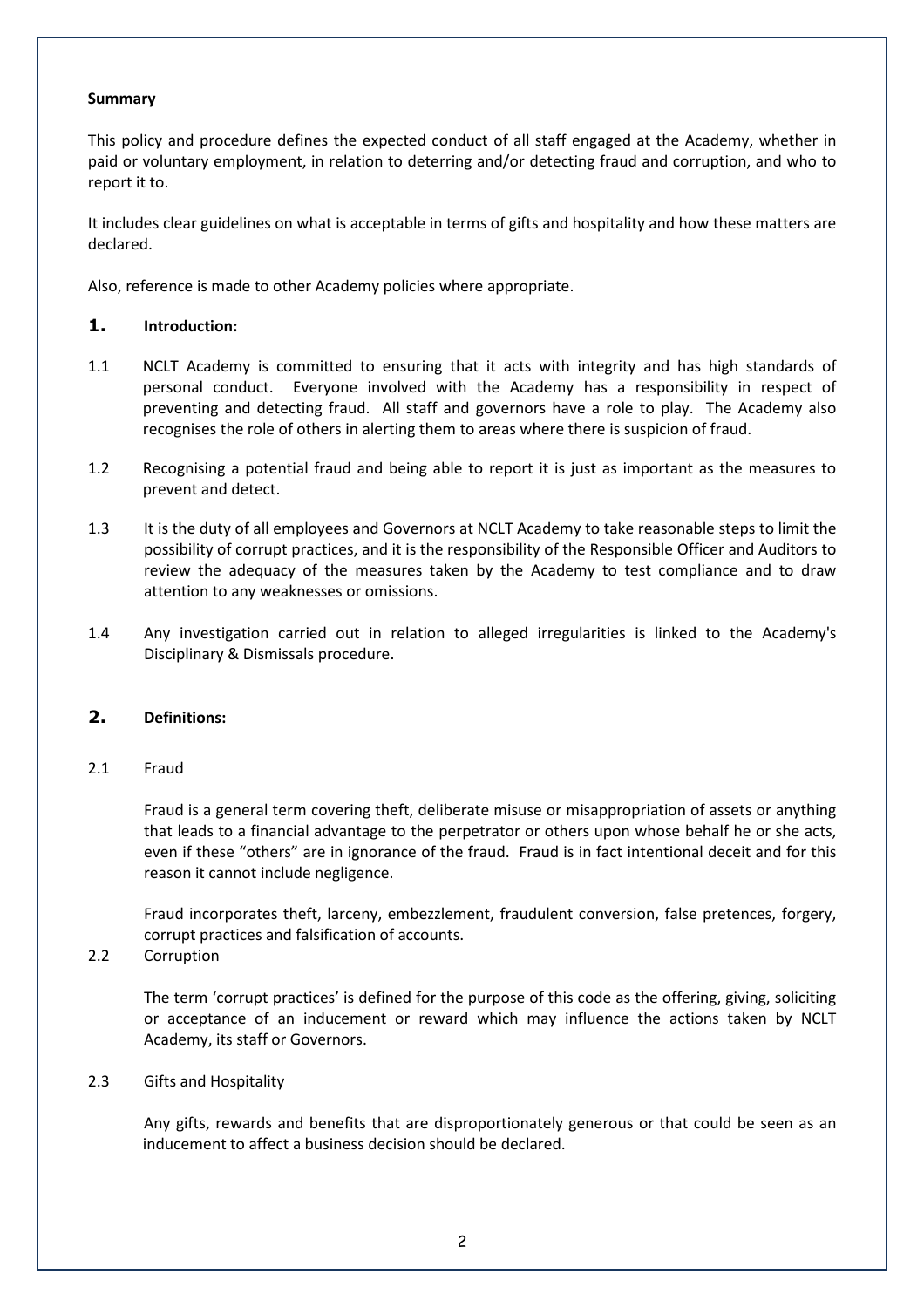**Summary**

This policy and procedure defines the expected conduct of all staff engaged at the Academy, whether in paid or voluntary employment, in relation to deterring and/or detecting fraud and corruption, and who to report it to.

It includes clear guidelines on what is acceptable in terms of gifts and hospitality and how these matters are declared.

Also, reference is made to other Academy policies where appropriate.

## 1. Introduction:

1.1 NCLT Academy is committed to ensuring that it acts with integrity and has high standards of personal conduct. Everyone involved with the Academy has a responsibility in respect of preventing and detecting fraud. All staff and governors have a role to play. The Academy also recognises the role of others in alerting them to areas where there is suspicion of fraud.

1.2 Recognising a potential fraud and being able to report it is just as important as the measures to prevent and detect.

1.3 It is the duty of all employees and Governors at NCLT Academy to take reasonable steps to limit the possibility of corrupt practices, and it is the responsibility of the Responsible Officer and Auditors to review the adequacy of the measures taken by the Academy to test compliance and to draw attention to any weaknesses or omissions.

1.4 Any investigation carried out in relation to alleged irregularities is linked to the Academy's Disciplinary & Dismissals procedure.

## 2. Definitions:

2.1 Fraud

Fraud is a general term covering theft, deliberate misuse or misappropriation of assets or anything that leads to a financial advantage to the perpetrator or others upon whose behalf he or she acts, even if these "others" are in ignorance of the fraud. Fraud is in fact intentional deceit and for this reason it cannot include negligence.

Fraud incorporates theft, larceny, embezzlement, fraudulent conversion, false pretences, forgery, corrupt practices and falsification of accounts.

2.2 Corruption

The term 'corrupt practices' is defined for the purpose of this code as the offering, giving, soliciting or acceptance of an inducement or reward which may influence the actions taken by NCLT Academy, its staff or Governors.

2.3 Gifts and Hospitality

Any gifts, rewards and benefits that are disproportionately generous or that could be seen as an inducement to affect a business decision should be declared.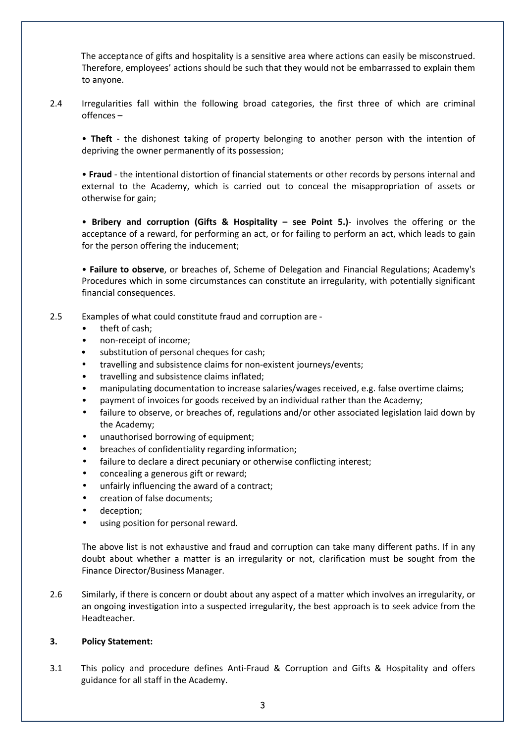The acceptance of gifts and hospitality is a sensitive area where actions can easily be misconstrued. Therefore, employees' actions should be such that they would not be embarrassed to explain them to anyone.

2.4 Irregularities fall within the following broad categories, the first three of which are criminal offences –

• **Theft** - the dishonest taking of property belonging to another person with the intention of depriving the owner permanently of its possession;

• **Fraud** - the intentional distortion of financial statements or other records by persons internal and external to the Academy, which is carried out to conceal the misappropriation of assets or otherwise for gain;

• **Bribery and corruption (Gifts & Hospitality – see Point 5.)**- involves the offering or the acceptance of a reward, for performing an act, or for failing to perform an act, which leads to gain for the person offering the inducement;

• **Failure to observe**, or breaches of, Scheme of Delegation and Financial Regulations; Academy's Procedures which in some circumstances can constitute an irregularity, with potentially significant financial consequences.

2.5 Examples of what could constitute fraud and corruption are -

- theft of cash;
- non-receipt of income;
- substitution of personal cheques for cash;
- travelling and subsistence claims for non-existent journeys/events;
- travelling and subsistence claims inflated;
- manipulating documentation to increase salaries/wages received, e.g. false overtime claims;
- payment of invoices for goods received by an individual rather than the Academy;
- failure to observe, or breaches of, regulations and/or other associated legislation laid down by the Academy;
- unauthorised borrowing of equipment;
- breaches of confidentiality regarding information;
- failure to declare a direct pecuniary or otherwise conflicting interest;
- concealing a generous gift or reward;
- unfairly influencing the award of a contract;
- creation of false documents;
- deception;
- using position for personal reward.

The above list is not exhaustive and fraud and corruption can take many different paths. If in any doubt about whether a matter is an irregularity or not, clarification must be sought from the Finance Director/Business Manager.

2.6 Similarly, if there is concern or doubt about any aspect of a matter which involves an irregularity, or an ongoing investigation into a suspected irregularity, the best approach is to seek advice from the Headteacher.

### 3. Policy Statement:

3.1 This policy and procedure defines Anti-Fraud & Corruption and Gifts & Hospitality and offers guidance for all staff in the Academy.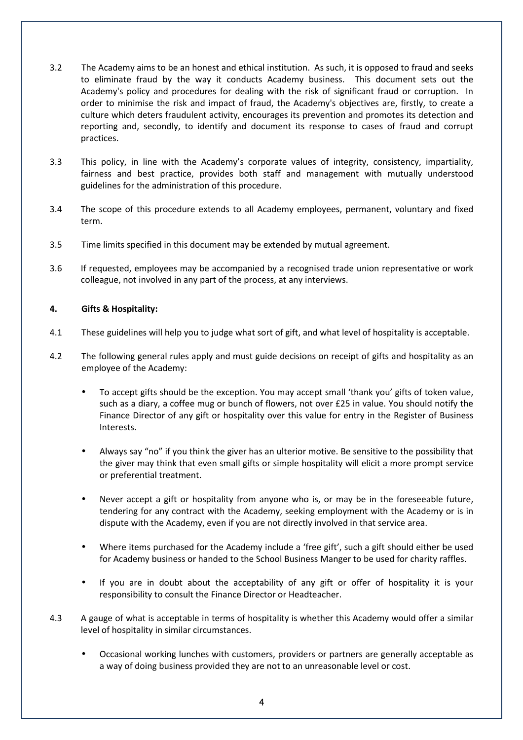3.2 The Academy aims to be an honest and ethical institution. As such, it is opposed to fraud and seeks to eliminate fraud by the way it conducts Academy business. This document sets out the Academy's policy and procedures for dealing with the risk of significant fraud or corruption. In order to minimise the risk and impact of fraud, the Academy's objectives are, firstly, to create a culture which deters fraudulent activity, encourages its prevention and promotes its detection and reporting and, secondly, to identify and document its response to cases of fraud and corrupt practices.

3.3 This policy, in line with the Academy's corporate values of integrity, consistency, impartiality, fairness and best practice, provides both staff and management with mutually understood guidelines for the administration of this procedure.

3.4 The scope of this procedure extends to all Academy employees, permanent, voluntary and fixed term.

3.5 Time limits specified in this document may be extended by mutual agreement.

3.6 If requested, employees may be accompanied by a recognised trade union representative or work colleague, not involved in any part of the process, at any interviews.

## 4. Gifts & Hospitality:

4.1 These guidelines will help you to judge what sort of gift, and what level of hospitality is acceptable.

4.2 The following general rules apply and must guide decisions on receipt of gifts and hospitality as an employee of the Academy:

- To accept gifts should be the exception. You may accept small 'thank you' gifts of token value, such as a diary, a coffee mug or bunch of flowers, not over £25 in value. You should notify the Finance Director of any gift or hospitality over this value for entry in the Register of Business Interests.
- Always say "no" if you think the giver has an ulterior motive. Be sensitive to the possibility that the giver may think that even small gifts or simple hospitality will elicit a more prompt service or preferential treatment.
- Never accept a gift or hospitality from anyone who is, or may be in the foreseeable future, tendering for any contract with the Academy, seeking employment with the Academy or is in dispute with the Academy, even if you are not directly involved in that service area.
- Where items purchased for the Academy include a 'free gift', such a gift should either be used for Academy business or handed to the School Business Manger to be used for charity raffles.
- If you are in doubt about the acceptability of any gift or offer of hospitality it is your responsibility to consult the Finance Director or Headteacher.

4.3 A gauge of what is acceptable in terms of hospitality is whether this Academy would offer a similar level of hospitality in similar circumstances.

- Occasional working lunches with customers, providers or partners are generally acceptable as a way of doing business provided they are not to an unreasonable level or cost.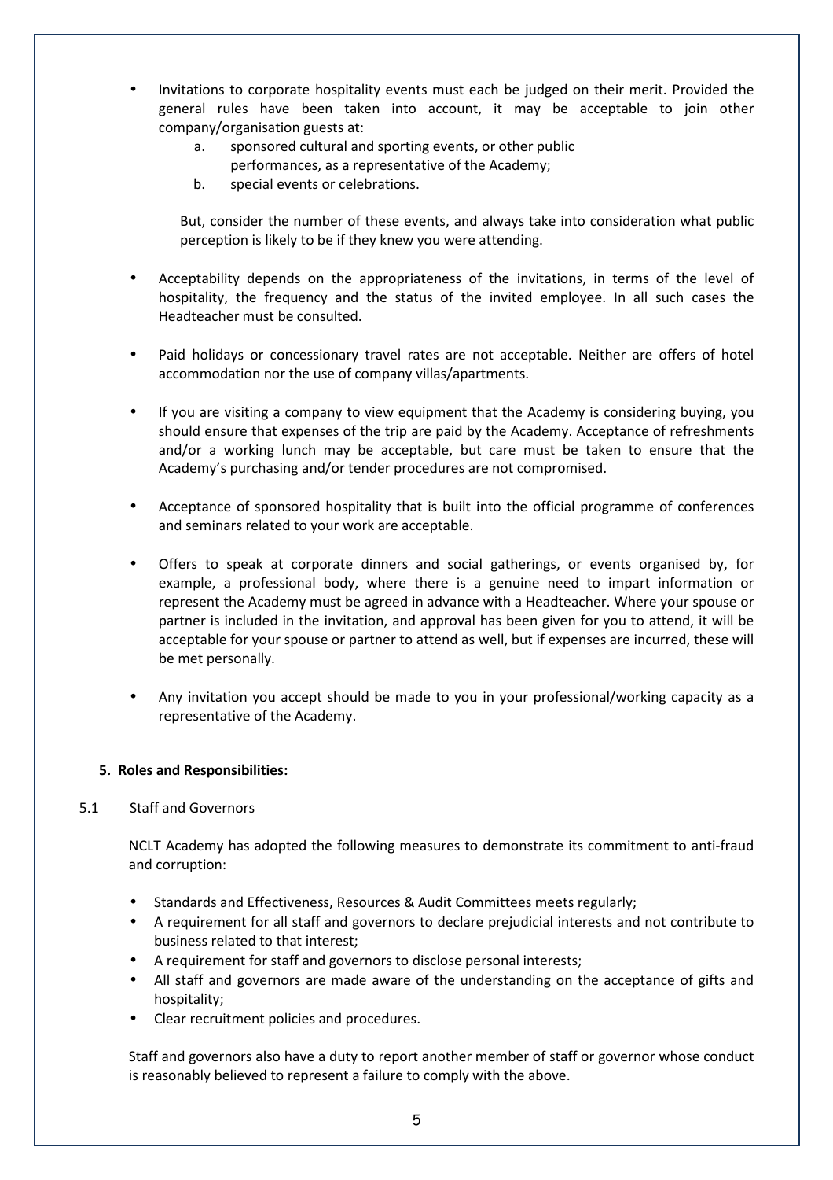- Invitations to corporate hospitality events must each be judged on their merit. Provided the general rules have been taken into account, it may be acceptable to join other company/organisation guests at:
    a. sponsored cultural and sporting events, or other public performances, as a representative of the Academy;
    b. special events or celebrations.

  But, consider the number of these events, and always take into consideration what public perception is likely to be if they knew you were attending.

- Acceptability depends on the appropriateness of the invitations, in terms of the level of hospitality, the frequency and the status of the invited employee. In all such cases the Headteacher must be consulted.

- Paid holidays or concessionary travel rates are not acceptable. Neither are offers of hotel accommodation nor the use of company villas/apartments.

- If you are visiting a company to view equipment that the Academy is considering buying, you should ensure that expenses of the trip are paid by the Academy. Acceptance of refreshments and/or a working lunch may be acceptable, but care must be taken to ensure that the Academy's purchasing and/or tender procedures are not compromised.

- Acceptance of sponsored hospitality that is built into the official programme of conferences and seminars related to your work are acceptable.

- Offers to speak at corporate dinners and social gatherings, or events organised by, for example, a professional body, where there is a genuine need to impart information or represent the Academy must be agreed in advance with a Headteacher. Where your spouse or partner is included in the invitation, and approval has been given for you to attend, it will be acceptable for your spouse or partner to attend as well, but if expenses are incurred, these will be met personally.

- Any invitation you accept should be made to you in your professional/working capacity as a representative of the Academy.

## 5. Roles and Responsibilities:

### 5.1 Staff and Governors

NCLT Academy has adopted the following measures to demonstrate its commitment to anti-fraud and corruption:

- Standards and Effectiveness, Resources & Audit Committees meets regularly;
- A requirement for all staff and governors to declare prejudicial interests and not contribute to business related to that interest;
- A requirement for staff and governors to disclose personal interests;
- All staff and governors are made aware of the understanding on the acceptance of gifts and hospitality;
- Clear recruitment policies and procedures.

Staff and governors also have a duty to report another member of staff or governor whose conduct is reasonably believed to represent a failure to comply with the above.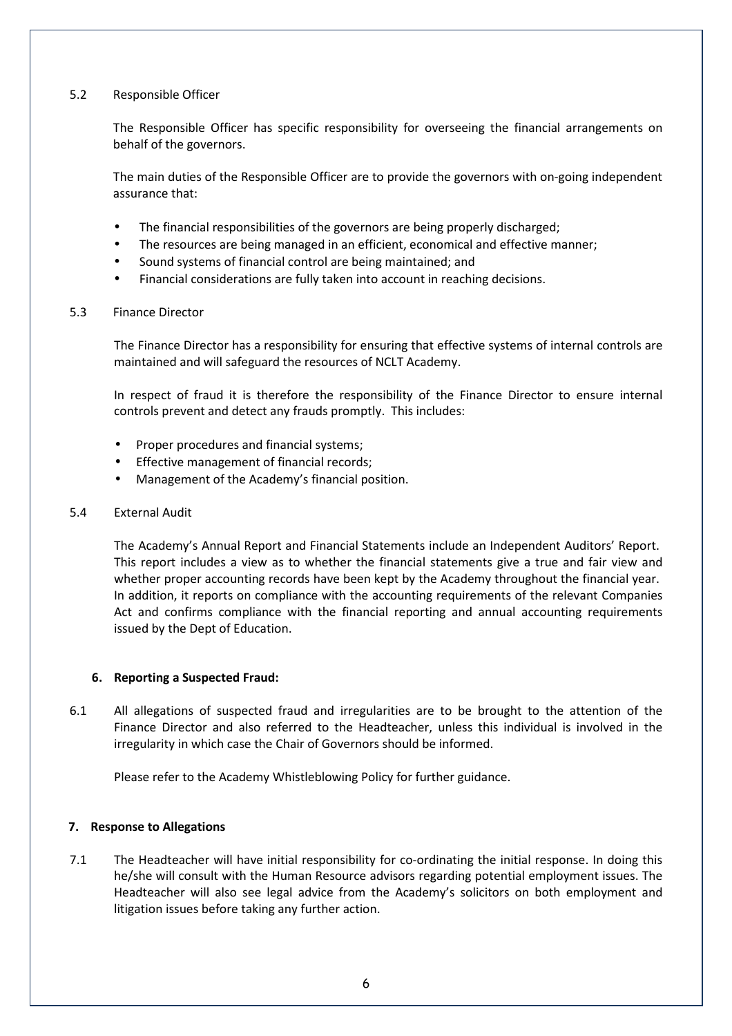### 5.2 Responsible Officer

The Responsible Officer has specific responsibility for overseeing the financial arrangements on behalf of the governors.

The main duties of the Responsible Officer are to provide the governors with on-going independent assurance that:

- The financial responsibilities of the governors are being properly discharged;
- The resources are being managed in an efficient, economical and effective manner;
- Sound systems of financial control are being maintained; and
- Financial considerations are fully taken into account in reaching decisions.

### 5.3 Finance Director

The Finance Director has a responsibility for ensuring that effective systems of internal controls are maintained and will safeguard the resources of NCLT Academy.

In respect of fraud it is therefore the responsibility of the Finance Director to ensure internal controls prevent and detect any frauds promptly. This includes:

- Proper procedures and financial systems;
- Effective management of financial records;
- Management of the Academy's financial position.

### 5.4 External Audit

The Academy's Annual Report and Financial Statements include an Independent Auditors' Report. This report includes a view as to whether the financial statements give a true and fair view and whether proper accounting records have been kept by the Academy throughout the financial year. In addition, it reports on compliance with the accounting requirements of the relevant Companies Act and confirms compliance with the financial reporting and annual accounting requirements issued by the Dept of Education.

## 6. Reporting a Suspected Fraud:

6.1 All allegations of suspected fraud and irregularities are to be brought to the attention of the Finance Director and also referred to the Headteacher, unless this individual is involved in the irregularity in which case the Chair of Governors should be informed.

Please refer to the Academy Whistleblowing Policy for further guidance.

## 7. Response to Allegations

7.1 The Headteacher will have initial responsibility for co-ordinating the initial response. In doing this he/she will consult with the Human Resource advisors regarding potential employment issues. The Headteacher will also see legal advice from the Academy's solicitors on both employment and litigation issues before taking any further action.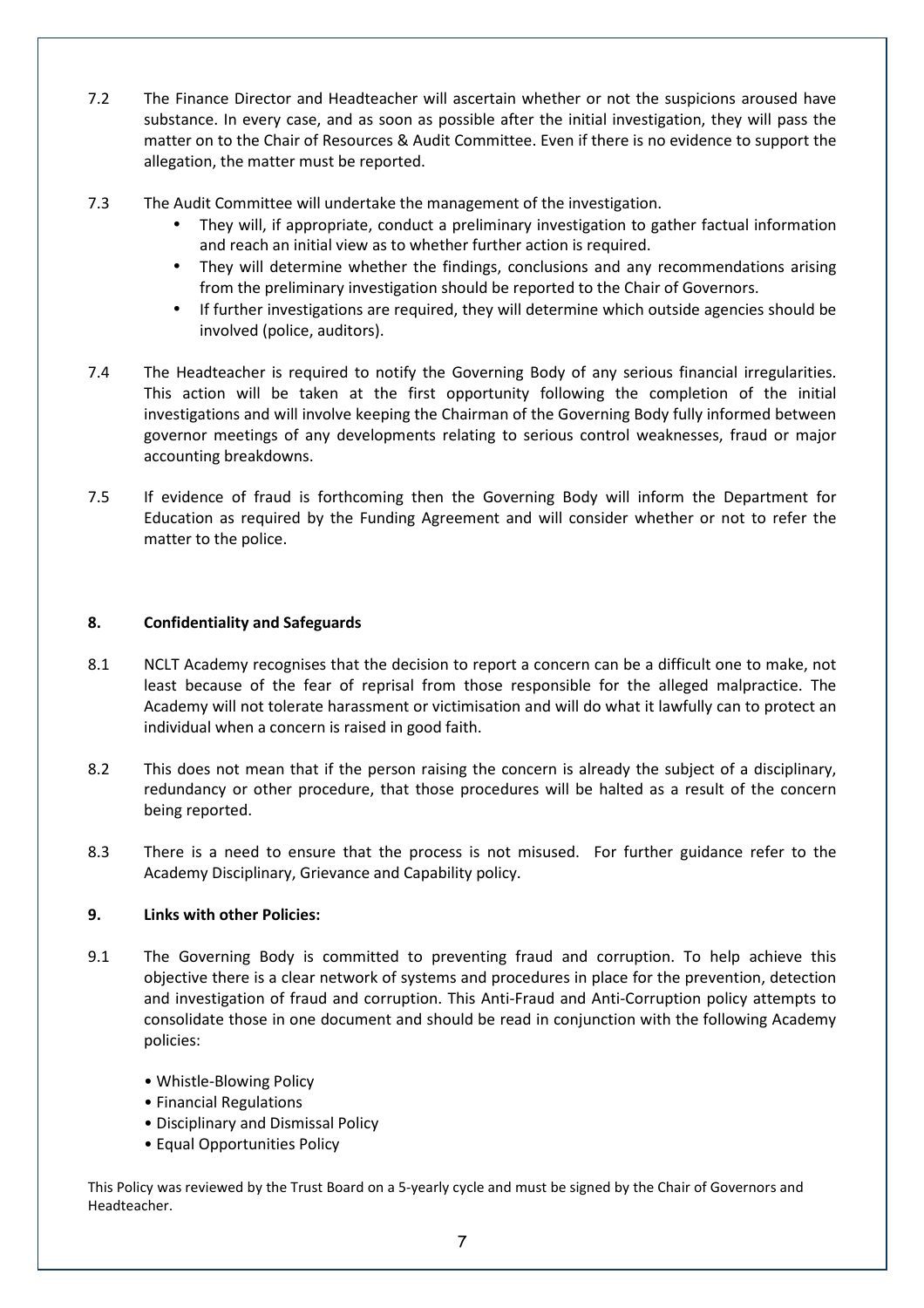7.2 The Finance Director and Headteacher will ascertain whether or not the suspicions aroused have substance. In every case, and as soon as possible after the initial investigation, they will pass the matter on to the Chair of Resources & Audit Committee. Even if there is no evidence to support the allegation, the matter must be reported.

7.3 The Audit Committee will undertake the management of the investigation.

- They will, if appropriate, conduct a preliminary investigation to gather factual information and reach an initial view as to whether further action is required.
- They will determine whether the findings, conclusions and any recommendations arising from the preliminary investigation should be reported to the Chair of Governors.
- If further investigations are required, they will determine which outside agencies should be involved (police, auditors).

7.4 The Headteacher is required to notify the Governing Body of any serious financial irregularities. This action will be taken at the first opportunity following the completion of the initial investigations and will involve keeping the Chairman of the Governing Body fully informed between governor meetings of any developments relating to serious control weaknesses, fraud or major accounting breakdowns.

7.5 If evidence of fraud is forthcoming then the Governing Body will inform the Department for Education as required by the Funding Agreement and will consider whether or not to refer the matter to the police.

## 8. Confidentiality and Safeguards

8.1 NCLT Academy recognises that the decision to report a concern can be a difficult one to make, not least because of the fear of reprisal from those responsible for the alleged malpractice. The Academy will not tolerate harassment or victimisation and will do what it lawfully can to protect an individual when a concern is raised in good faith.

8.2 This does not mean that if the person raising the concern is already the subject of a disciplinary, redundancy or other procedure, that those procedures will be halted as a result of the concern being reported.

8.3 There is a need to ensure that the process is not misused. For further guidance refer to the Academy Disciplinary, Grievance and Capability policy.

## 9. Links with other Policies:

9.1 The Governing Body is committed to preventing fraud and corruption. To help achieve this objective there is a clear network of systems and procedures in place for the prevention, detection and investigation of fraud and corruption. This Anti-Fraud and Anti-Corruption policy attempts to consolidate those in one document and should be read in conjunction with the following Academy policies:

- Whistle-Blowing Policy
- Financial Regulations
- Disciplinary and Dismissal Policy
- Equal Opportunities Policy

This Policy was reviewed by the Trust Board on a 5-yearly cycle and must be signed by the Chair of Governors and Headteacher.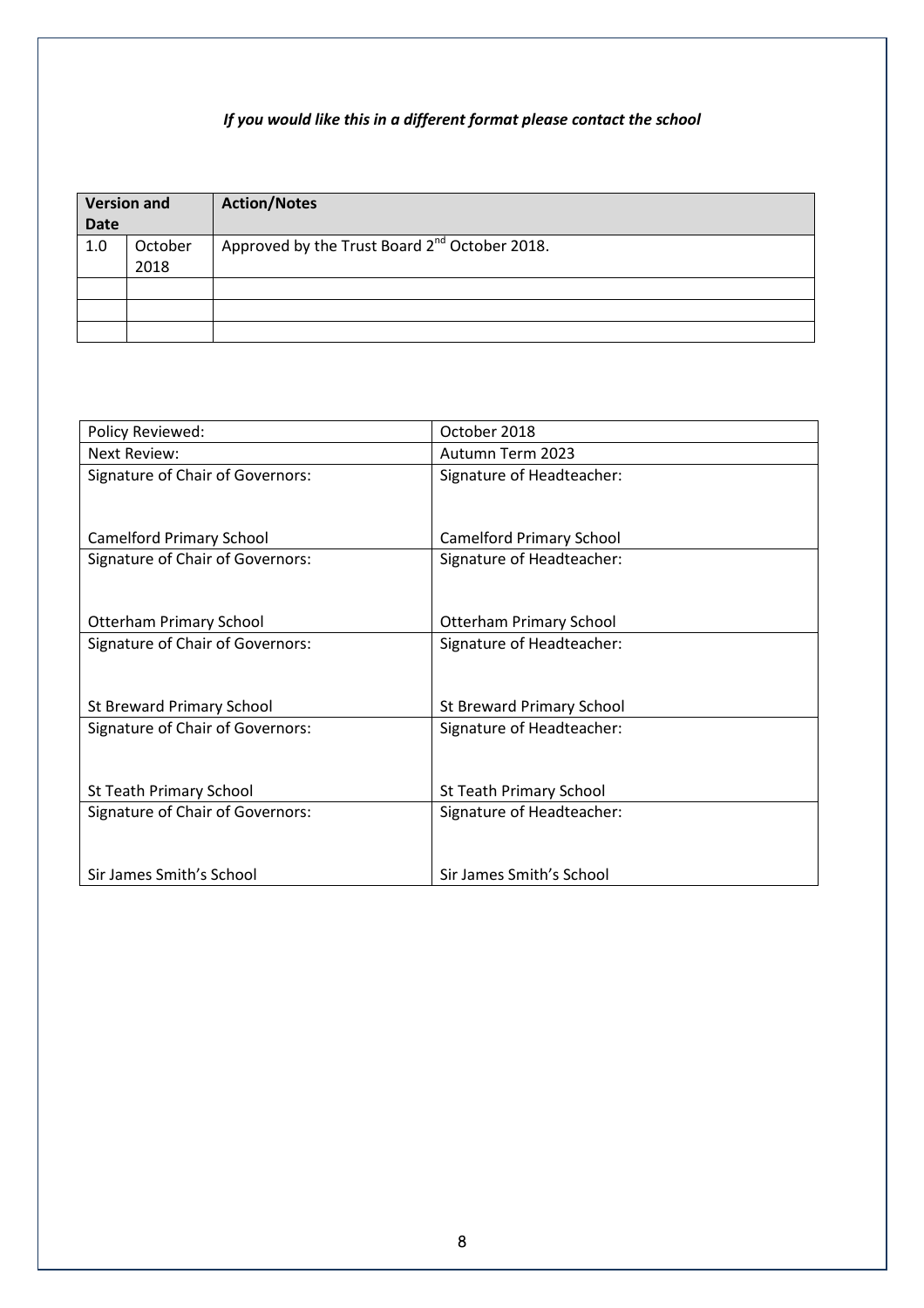***If you would like this in a different format please contact the school***

| Version and Date | | Action/Notes |
|---|---|---|
| 1.0 | October 2018 | Approved by the Trust Board 2nd October 2018. |
| | | |
| | | |
| | | |

| | |
|---|---|
| Policy Reviewed: | October 2018 |
| Next Review: | Autumn Term 2023 |
| Signature of Chair of Governors:<br><br>Camelford Primary School | Signature of Headteacher:<br><br>Camelford Primary School |
| Signature of Chair of Governors:<br><br>Otterham Primary School | Signature of Headteacher:<br><br>Otterham Primary School |
| Signature of Chair of Governors:<br><br>St Breward Primary School | Signature of Headteacher:<br><br>St Breward Primary School |
| Signature of Chair of Governors:<br><br>St Teath Primary School | Signature of Headteacher:<br><br>St Teath Primary School |
| Signature of Chair of Governors:<br><br>Sir James Smith's School | Signature of Headteacher:<br><br>Sir James Smith's School |